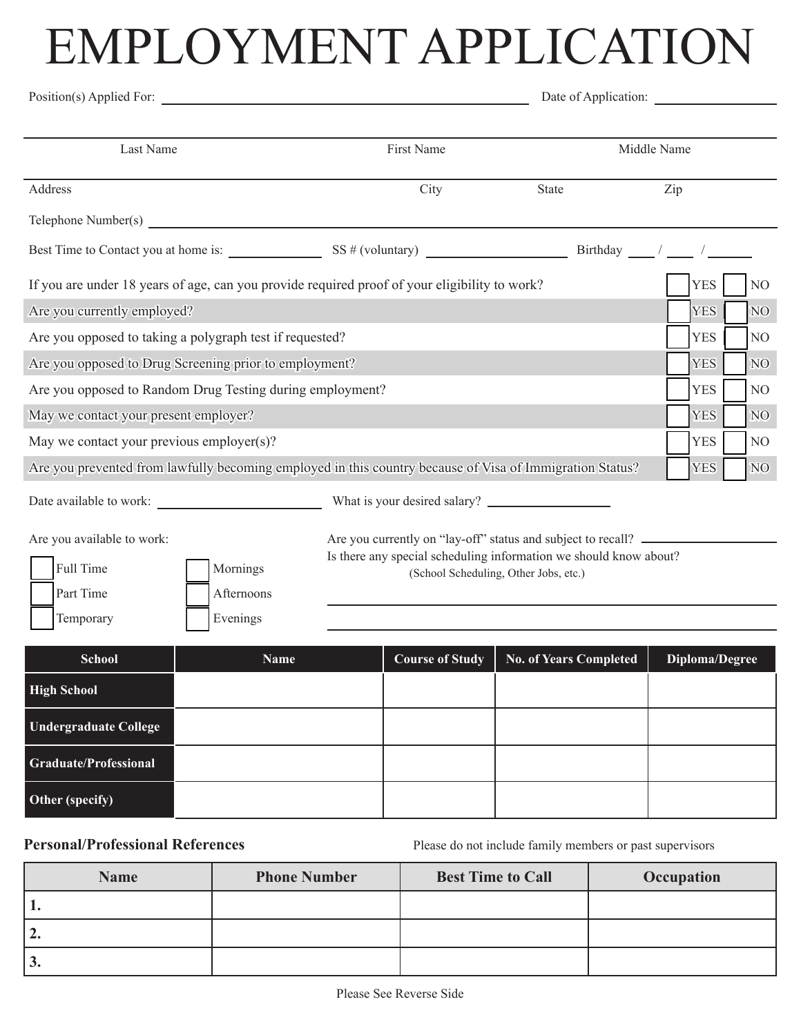# EMPLOYMENT APPLICATION

Position(s) Applied For: ______________________________ Date of Application: ______________

Last Name | First Name | Middle Name

Address | City | State | Zip

Telephone Number(s) ______________________________

Best Time to Contact you at home is: ____________ SS # (voluntary) ____________ Birthday ___ / ___ / ___

| Question | | |
|---|---|---|
| If you are under 18 years of age, can you provide required proof of your eligibility to work? | ☐ YES | ☐ NO |
| Are you currently employed? | ☐ YES | ☐ NO |
| Are you opposed to taking a polygraph test if requested? | ☐ YES | ☐ NO |
| Are you opposed to Drug Screening prior to employment? | ☐ YES | ☐ NO |
| Are you opposed to Random Drug Testing during employment? | ☐ YES | ☐ NO |
| May we contact your present employer? | ☐ YES | ☐ NO |
| May we contact your previous employer(s)? | ☐ YES | ☐ NO |
| Are you prevented from lawfully becoming employed in this country because of Visa of Immigration Status? | ☐ YES | ☐ NO |

Date available to work: ______________ What is your desired salary? ______________

Are you available to work:

- ☐ Full Time
- ☐ Part Time
- ☐ Temporary
- ☐ Mornings
- ☐ Afternoons
- ☐ Evenings

Are you currently on "lay-off" status and subject to recall? ______________

Is there any special scheduling information we should know about?
(School Scheduling, Other Jobs, etc.)

______________________________

______________________________

| School | Name | Course of Study | No. of Years Completed | Diploma/Degree |
|---|---|---|---|---|
| **High School** | | | | |
| **Undergraduate College** | | | | |
| **Graduate/Professional** | | | | |
| **Other (specify)** | | | | |

**Personal/Professional References** — Please do not include family members or past supervisors

| Name | Phone Number | Best Time to Call | Occupation |
|---|---|---|---|
| **1.** | | | |
| **2.** | | | |
| **3.** | | | |

Please See Reverse Side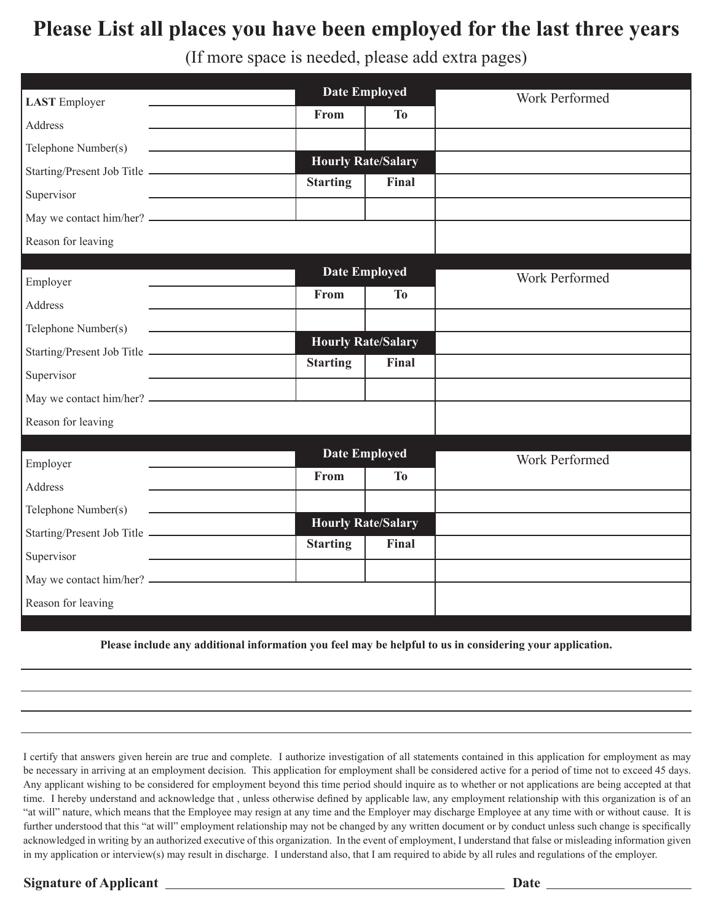# Please List all places you have been employed for the last three years

(If more space is needed, please add extra pages)

| | | Date Employed | | Work Performed |
|---|---|---|---|---|
| **LAST** Employer | | From | To | |
| Address | | | | |
| Telephone Number(s) | | Hourly Rate/Salary | | |
| Starting/Present Job Title | | Starting | Final | |
| Supervisor | | | | |
| May we contact him/her? | | | | |
| Reason for leaving | | | | |

| | | Date Employed | | Work Performed |
|---|---|---|---|---|
| Employer | | From | To | |
| Address | | | | |
| Telephone Number(s) | | Hourly Rate/Salary | | |
| Starting/Present Job Title | | Starting | Final | |
| Supervisor | | | | |
| May we contact him/her? | | | | |
| Reason for leaving | | | | |

| | | Date Employed | | Work Performed |
|---|---|---|---|---|
| Employer | | From | To | |
| Address | | | | |
| Telephone Number(s) | | Hourly Rate/Salary | | |
| Starting/Present Job Title | | Starting | Final | |
| Supervisor | | | | |
| May we contact him/her? | | | | |
| Reason for leaving | | | | |

**Please include any additional information you feel may be helpful to us in considering your application.**

_______________________________________________

_______________________________________________

_______________________________________________

_______________________________________________

I certify that answers given herein are true and complete. I authorize investigation of all statements contained in this application for employment as may be necessary in arriving at an employment decision. This application for employment shall be considered active for a period of time not to exceed 45 days. Any applicant wishing to be considered for employment beyond this time period should inquire as to whether or not applications are being accepted at that time. I hereby understand and acknowledge that , unless otherwise defined by applicable law, any employment relationship with this organization is of an "at will" nature, which means that the Employee may resign at any time and the Employer may discharge Employee at any time with or without cause. It is further understood that this "at will" employment relationship may not be changed by any written document or by conduct unless such change is specifically acknowledged in writing by an authorized executive of this organization. In the event of employment, I understand that false or misleading information given in my application or interview(s) may result in discharge. I understand also, that I am required to abide by all rules and regulations of the employer.

**Signature of Applicant** ______________________________ **Date** ______________